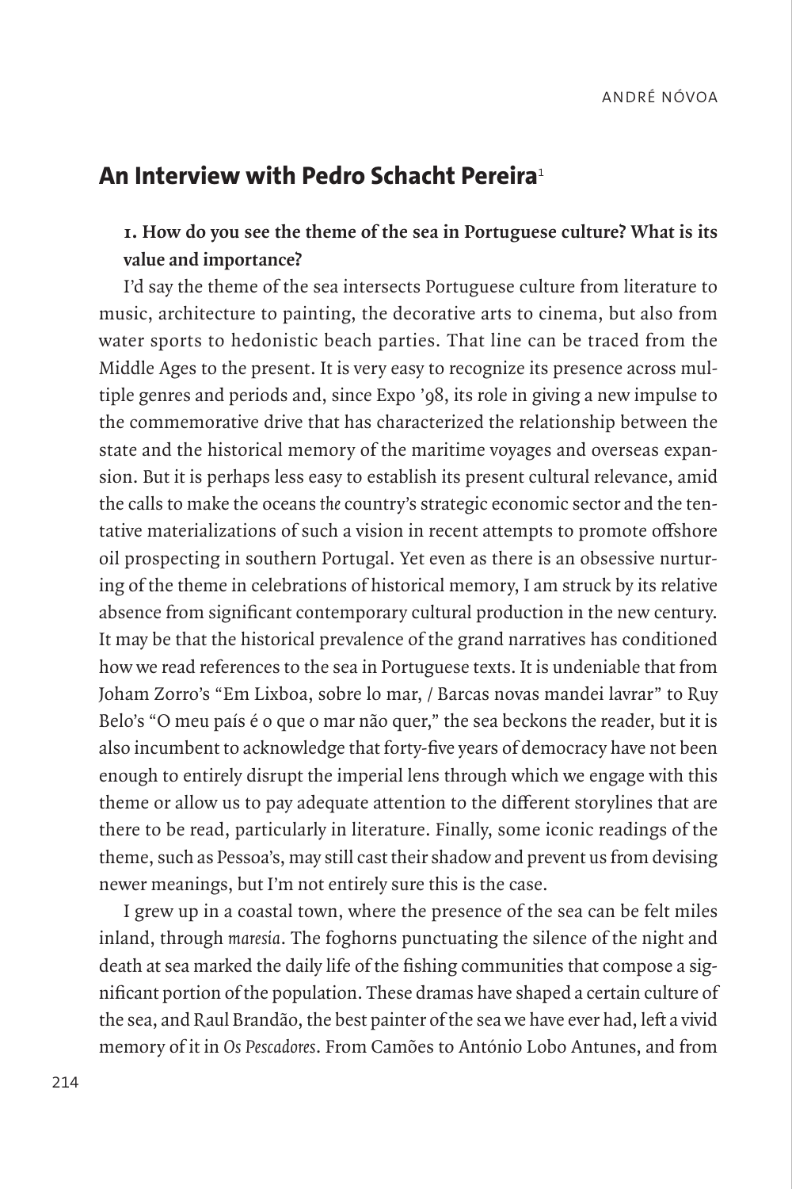## An Interview with Pedro Schacht Pereira[1]

**1. How do you see the theme of the sea in Portuguese culture? What is its value and importance?**

I'd say the theme of the sea intersects Portuguese culture from literature to music, architecture to painting, the decorative arts to cinema, but also from water sports to hedonistic beach parties. That line can be traced from the Middle Ages to the present. It is very easy to recognize its presence across multiple genres and periods and, since Expo '98, its role in giving a new impulse to the commemorative drive that has characterized the relationship between the state and the historical memory of the maritime voyages and overseas expansion. But it is perhaps less easy to establish its present cultural relevance, amid the calls to make the oceans *the* country's strategic economic sector and the tentative materializations of such a vision in recent attempts to promote offshore oil prospecting in southern Portugal. Yet even as there is an obsessive nurturing of the theme in celebrations of historical memory, I am struck by its relative absence from significant contemporary cultural production in the new century. It may be that the historical prevalence of the grand narratives has conditioned how we read references to the sea in Portuguese texts. It is undeniable that from Joham Zorro's "Em Lixboa, sobre lo mar, / Barcas novas mandei lavrar" to Ruy Belo's "O meu país é o que o mar não quer," the sea beckons the reader, but it is also incumbent to acknowledge that forty-five years of democracy have not been enough to entirely disrupt the imperial lens through which we engage with this theme or allow us to pay adequate attention to the different storylines that are there to be read, particularly in literature. Finally, some iconic readings of the theme, such as Pessoa's, may still cast their shadow and prevent us from devising newer meanings, but I'm not entirely sure this is the case.

I grew up in a coastal town, where the presence of the sea can be felt miles inland, through *maresia*. The foghorns punctuating the silence of the night and death at sea marked the daily life of the fishing communities that compose a significant portion of the population. These dramas have shaped a certain culture of the sea, and Raul Brandão, the best painter of the sea we have ever had, left a vivid memory of it in *Os Pescadores*. From Camões to António Lobo Antunes, and from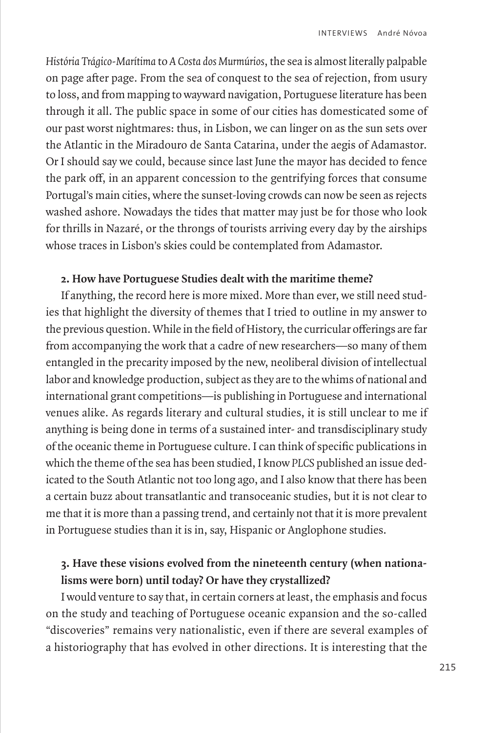*História Trágico-Marítima* to *A Costa dos Murmúrios*, the sea is almost literally palpable on page after page. From the sea of conquest to the sea of rejection, from usury to loss, and from mapping to wayward navigation, Portuguese literature has been through it all. The public space in some of our cities has domesticated some of our past worst nightmares: thus, in Lisbon, we can linger on as the sun sets over the Atlantic in the Miradouro de Santa Catarina, under the aegis of Adamastor. Or I should say we could, because since last June the mayor has decided to fence the park off, in an apparent concession to the gentrifying forces that consume Portugal's main cities, where the sunset-loving crowds can now be seen as rejects washed ashore. Nowadays the tides that matter may just be for those who look for thrills in Nazaré, or the throngs of tourists arriving every day by the airships whose traces in Lisbon's skies could be contemplated from Adamastor.

**2. How have Portuguese Studies dealt with the maritime theme?**

If anything, the record here is more mixed. More than ever, we still need studies that highlight the diversity of themes that I tried to outline in my answer to the previous question. While in the field of History, the curricular offerings are far from accompanying the work that a cadre of new researchers—so many of them entangled in the precarity imposed by the new, neoliberal division of intellectual labor and knowledge production, subject as they are to the whims of national and international grant competitions—is publishing in Portuguese and international venues alike. As regards literary and cultural studies, it is still unclear to me if anything is being done in terms of a sustained inter- and transdisciplinary study of the oceanic theme in Portuguese culture. I can think of specific publications in which the theme of the sea has been studied, I know *PLCS* published an issue dedicated to the South Atlantic not too long ago, and I also know that there has been a certain buzz about transatlantic and transoceanic studies, but it is not clear to me that it is more than a passing trend, and certainly not that it is more prevalent in Portuguese studies than it is in, say, Hispanic or Anglophone studies.

**3. Have these visions evolved from the nineteenth century (when nationalisms were born) until today? Or have they crystallized?**

I would venture to say that, in certain corners at least, the emphasis and focus on the study and teaching of Portuguese oceanic expansion and the so-called "discoveries" remains very nationalistic, even if there are several examples of a historiography that has evolved in other directions. It is interesting that the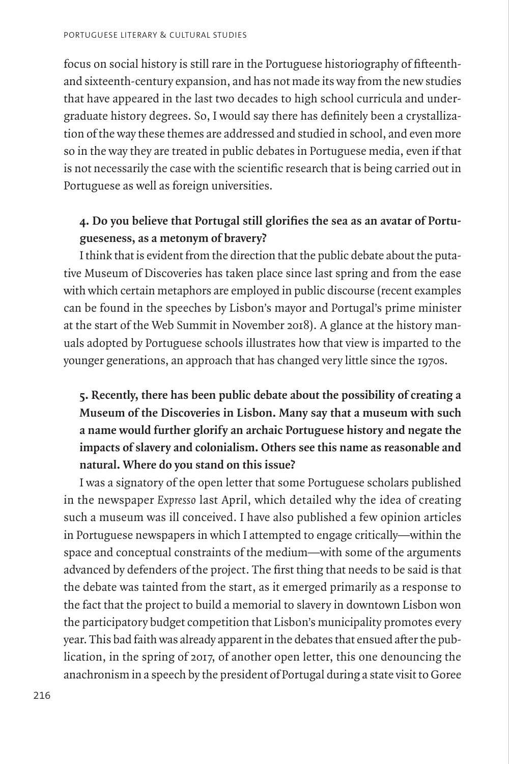focus on social history is still rare in the Portuguese historiography of fifteenth- and sixteenth-century expansion, and has not made its way from the new studies that have appeared in the last two decades to high school curricula and undergraduate history degrees. So, I would say there has definitely been a crystallization of the way these themes are addressed and studied in school, and even more so in the way they are treated in public debates in Portuguese media, even if that is not necessarily the case with the scientific research that is being carried out in Portuguese as well as foreign universities.

**4. Do you believe that Portugal still glorifies the sea as an avatar of Portugueseness, as a metonym of bravery?**

I think that is evident from the direction that the public debate about the putative Museum of Discoveries has taken place since last spring and from the ease with which certain metaphors are employed in public discourse (recent examples can be found in the speeches by Lisbon's mayor and Portugal's prime minister at the start of the Web Summit in November 2018). A glance at the history manuals adopted by Portuguese schools illustrates how that view is imparted to the younger generations, an approach that has changed very little since the 1970s.

**5. Recently, there has been public debate about the possibility of creating a Museum of the Discoveries in Lisbon. Many say that a museum with such a name would further glorify an archaic Portuguese history and negate the impacts of slavery and colonialism. Others see this name as reasonable and natural. Where do you stand on this issue?**

I was a signatory of the open letter that some Portuguese scholars published in the newspaper *Expresso* last April, which detailed why the idea of creating such a museum was ill conceived. I have also published a few opinion articles in Portuguese newspapers in which I attempted to engage critically—within the space and conceptual constraints of the medium—with some of the arguments advanced by defenders of the project. The first thing that needs to be said is that the debate was tainted from the start, as it emerged primarily as a response to the fact that the project to build a memorial to slavery in downtown Lisbon won the participatory budget competition that Lisbon's municipality promotes every year. This bad faith was already apparent in the debates that ensued after the publication, in the spring of 2017, of another open letter, this one denouncing the anachronism in a speech by the president of Portugal during a state visit to Goree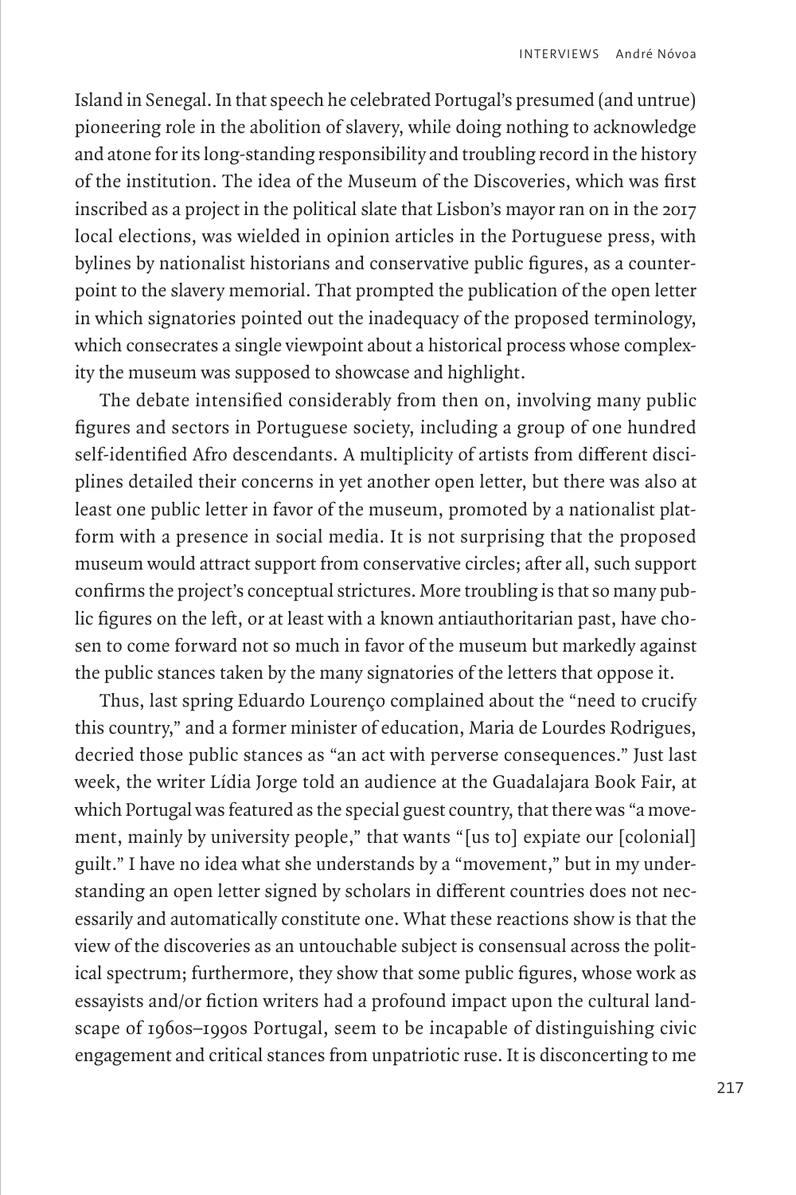Island in Senegal. In that speech he celebrated Portugal's presumed (and untrue) pioneering role in the abolition of slavery, while doing nothing to acknowledge and atone for its long-standing responsibility and troubling record in the history of the institution. The idea of the Museum of the Discoveries, which was first inscribed as a project in the political slate that Lisbon's mayor ran on in the 2017 local elections, was wielded in opinion articles in the Portuguese press, with bylines by nationalist historians and conservative public figures, as a counterpoint to the slavery memorial. That prompted the publication of the open letter in which signatories pointed out the inadequacy of the proposed terminology, which consecrates a single viewpoint about a historical process whose complexity the museum was supposed to showcase and highlight.

The debate intensified considerably from then on, involving many public figures and sectors in Portuguese society, including a group of one hundred self-identified Afro descendants. A multiplicity of artists from different disciplines detailed their concerns in yet another open letter, but there was also at least one public letter in favor of the museum, promoted by a nationalist platform with a presence in social media. It is not surprising that the proposed museum would attract support from conservative circles; after all, such support confirms the project's conceptual strictures. More troubling is that so many public figures on the left, or at least with a known antiauthoritarian past, have chosen to come forward not so much in favor of the museum but markedly against the public stances taken by the many signatories of the letters that oppose it.

Thus, last spring Eduardo Lourenço complained about the "need to crucify this country," and a former minister of education, Maria de Lourdes Rodrigues, decried those public stances as "an act with perverse consequences." Just last week, the writer Lídia Jorge told an audience at the Guadalajara Book Fair, at which Portugal was featured as the special guest country, that there was "a movement, mainly by university people," that wants "[us to] expiate our [colonial] guilt." I have no idea what she understands by a "movement," but in my understanding an open letter signed by scholars in different countries does not necessarily and automatically constitute one. What these reactions show is that the view of the discoveries as an untouchable subject is consensual across the political spectrum; furthermore, they show that some public figures, whose work as essayists and/or fiction writers had a profound impact upon the cultural landscape of 1960s–1990s Portugal, seem to be incapable of distinguishing civic engagement and critical stances from unpatriotic ruse. It is disconcerting to me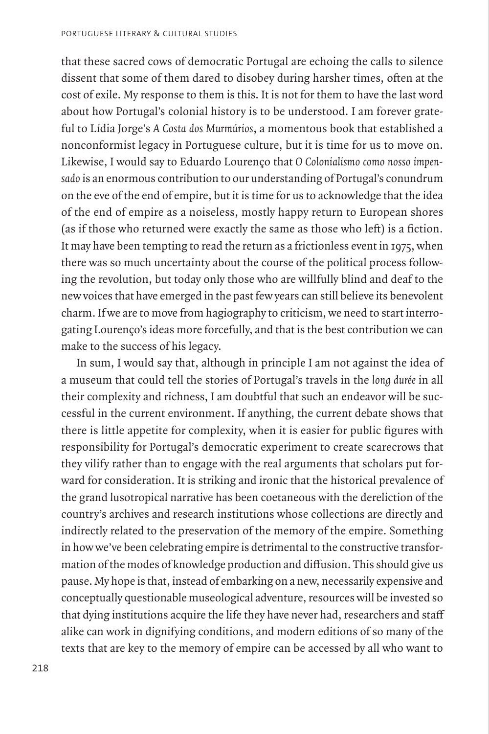that these sacred cows of democratic Portugal are echoing the calls to silence dissent that some of them dared to disobey during harsher times, often at the cost of exile. My response to them is this. It is not for them to have the last word about how Portugal's colonial history is to be understood. I am forever grateful to Lídia Jorge's *A Costa dos Murmúrios*, a momentous book that established a nonconformist legacy in Portuguese culture, but it is time for us to move on. Likewise, I would say to Eduardo Lourenço that *O Colonialismo como nosso impensado* is an enormous contribution to our understanding of Portugal's conundrum on the eve of the end of empire, but it is time for us to acknowledge that the idea of the end of empire as a noiseless, mostly happy return to European shores (as if those who returned were exactly the same as those who left) is a fiction. It may have been tempting to read the return as a frictionless event in 1975, when there was so much uncertainty about the course of the political process following the revolution, but today only those who are willfully blind and deaf to the new voices that have emerged in the past few years can still believe its benevolent charm. If we are to move from hagiography to criticism, we need to start interrogating Lourenço's ideas more forcefully, and that is the best contribution we can make to the success of his legacy.

In sum, I would say that, although in principle I am not against the idea of a museum that could tell the stories of Portugal's travels in the *long durée* in all their complexity and richness, I am doubtful that such an endeavor will be successful in the current environment. If anything, the current debate shows that there is little appetite for complexity, when it is easier for public figures with responsibility for Portugal's democratic experiment to create scarecrows that they vilify rather than to engage with the real arguments that scholars put forward for consideration. It is striking and ironic that the historical prevalence of the grand lusotropical narrative has been coetaneous with the dereliction of the country's archives and research institutions whose collections are directly and indirectly related to the preservation of the memory of the empire. Something in how we've been celebrating empire is detrimental to the constructive transformation of the modes of knowledge production and diffusion. This should give us pause. My hope is that, instead of embarking on a new, necessarily expensive and conceptually questionable museological adventure, resources will be invested so that dying institutions acquire the life they have never had, researchers and staff alike can work in dignifying conditions, and modern editions of so many of the texts that are key to the memory of empire can be accessed by all who want to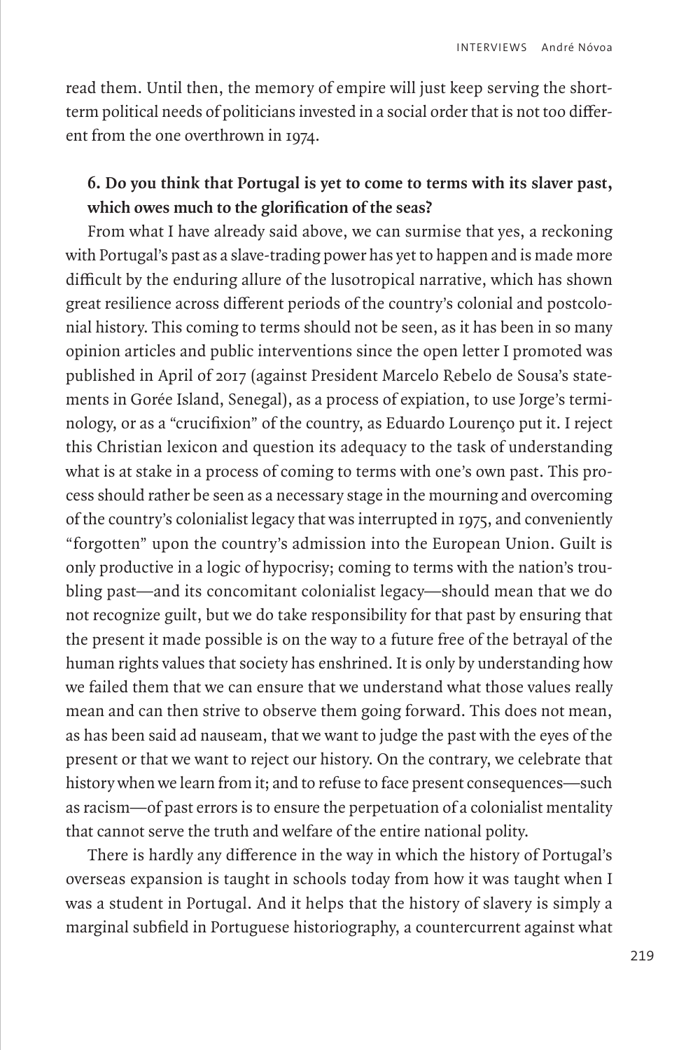read them. Until then, the memory of empire will just keep serving the short-term political needs of politicians invested in a social order that is not too different from the one overthrown in 1974.

**6. Do you think that Portugal is yet to come to terms with its slaver past, which owes much to the glorification of the seas?**

From what I have already said above, we can surmise that yes, a reckoning with Portugal's past as a slave-trading power has yet to happen and is made more difficult by the enduring allure of the lusotropical narrative, which has shown great resilience across different periods of the country's colonial and postcolonial history. This coming to terms should not be seen, as it has been in so many opinion articles and public interventions since the open letter I promoted was published in April of 2017 (against President Marcelo Rebelo de Sousa's statements in Gorée Island, Senegal), as a process of expiation, to use Jorge's terminology, or as a "crucifixion" of the country, as Eduardo Lourenço put it. I reject this Christian lexicon and question its adequacy to the task of understanding what is at stake in a process of coming to terms with one's own past. This process should rather be seen as a necessary stage in the mourning and overcoming of the country's colonialist legacy that was interrupted in 1975, and conveniently "forgotten" upon the country's admission into the European Union. Guilt is only productive in a logic of hypocrisy; coming to terms with the nation's troubling past—and its concomitant colonialist legacy—should mean that we do not recognize guilt, but we do take responsibility for that past by ensuring that the present it made possible is on the way to a future free of the betrayal of the human rights values that society has enshrined. It is only by understanding how we failed them that we can ensure that we understand what those values really mean and can then strive to observe them going forward. This does not mean, as has been said ad nauseam, that we want to judge the past with the eyes of the present or that we want to reject our history. On the contrary, we celebrate that history when we learn from it; and to refuse to face present consequences—such as racism—of past errors is to ensure the perpetuation of a colonialist mentality that cannot serve the truth and welfare of the entire national polity.

There is hardly any difference in the way in which the history of Portugal's overseas expansion is taught in schools today from how it was taught when I was a student in Portugal. And it helps that the history of slavery is simply a marginal subfield in Portuguese historiography, a countercurrent against what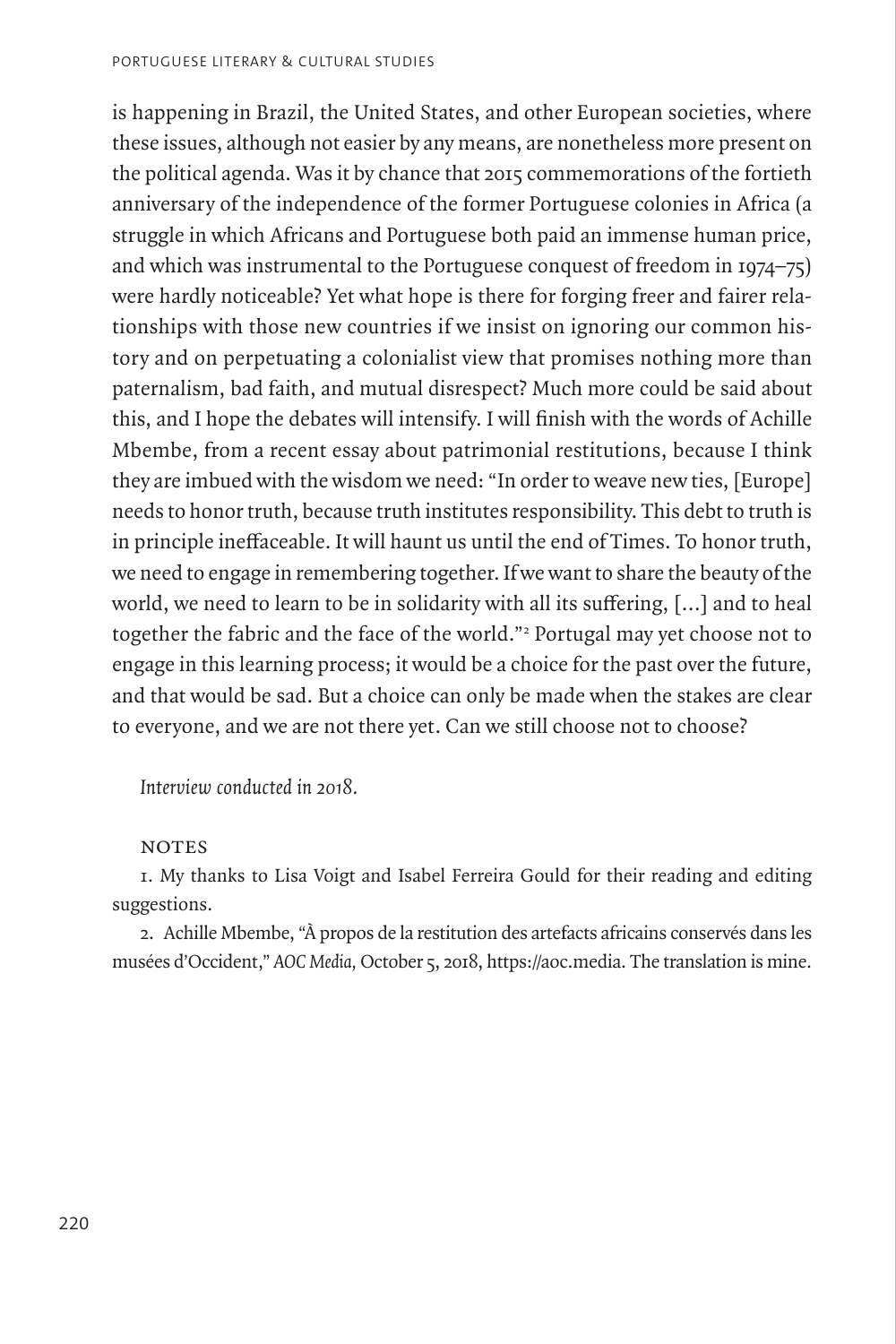is happening in Brazil, the United States, and other European societies, where these issues, although not easier by any means, are nonetheless more present on the political agenda. Was it by chance that 2015 commemorations of the fortieth anniversary of the independence of the former Portuguese colonies in Africa (a struggle in which Africans and Portuguese both paid an immense human price, and which was instrumental to the Portuguese conquest of freedom in 1974–75) were hardly noticeable? Yet what hope is there for forging freer and fairer relationships with those new countries if we insist on ignoring our common history and on perpetuating a colonialist view that promises nothing more than paternalism, bad faith, and mutual disrespect? Much more could be said about this, and I hope the debates will intensify. I will finish with the words of Achille Mbembe, from a recent essay about patrimonial restitutions, because I think they are imbued with the wisdom we need: "In order to weave new ties, [Europe] needs to honor truth, because truth institutes responsibility. This debt to truth is in principle ineffaceable. It will haunt us until the end of Times. To honor truth, we need to engage in remembering together. If we want to share the beauty of the world, we need to learn to be in solidarity with all its suffering, [...] and to heal together the fabric and the face of the world."[2] Portugal may yet choose not to engage in this learning process; it would be a choice for the past over the future, and that would be sad. But a choice can only be made when the stakes are clear to everyone, and we are not there yet. Can we still choose not to choose?

*Interview conducted in 2018.*

## NOTES

1. My thanks to Lisa Voigt and Isabel Ferreira Gould for their reading and editing suggestions.

2. Achille Mbembe, "À propos de la restitution des artefacts africains conservés dans les musées d'Occident," *AOC Media,* October 5, 2018, https://aoc.media. The translation is mine.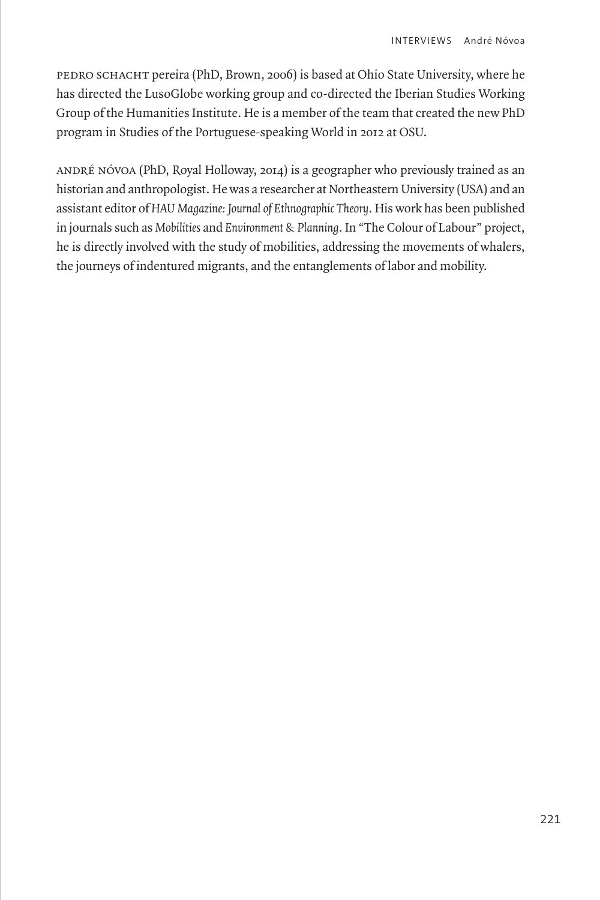PEDRO SCHACHT pereira (PhD, Brown, 2006) is based at Ohio State University, where he has directed the LusoGlobe working group and co-directed the Iberian Studies Working Group of the Humanities Institute. He is a member of the team that created the new PhD program in Studies of the Portuguese-speaking World in 2012 at OSU.

ANDRÉ NÓVOA (PhD, Royal Holloway, 2014) is a geographer who previously trained as an historian and anthropologist. He was a researcher at Northeastern University (USA) and an assistant editor of *HAU Magazine: Journal of Ethnographic Theory*. His work has been published in journals such as *Mobilities* and *Environment & Planning*. In "The Colour of Labour" project, he is directly involved with the study of mobilities, addressing the movements of whalers, the journeys of indentured migrants, and the entanglements of labor and mobility.